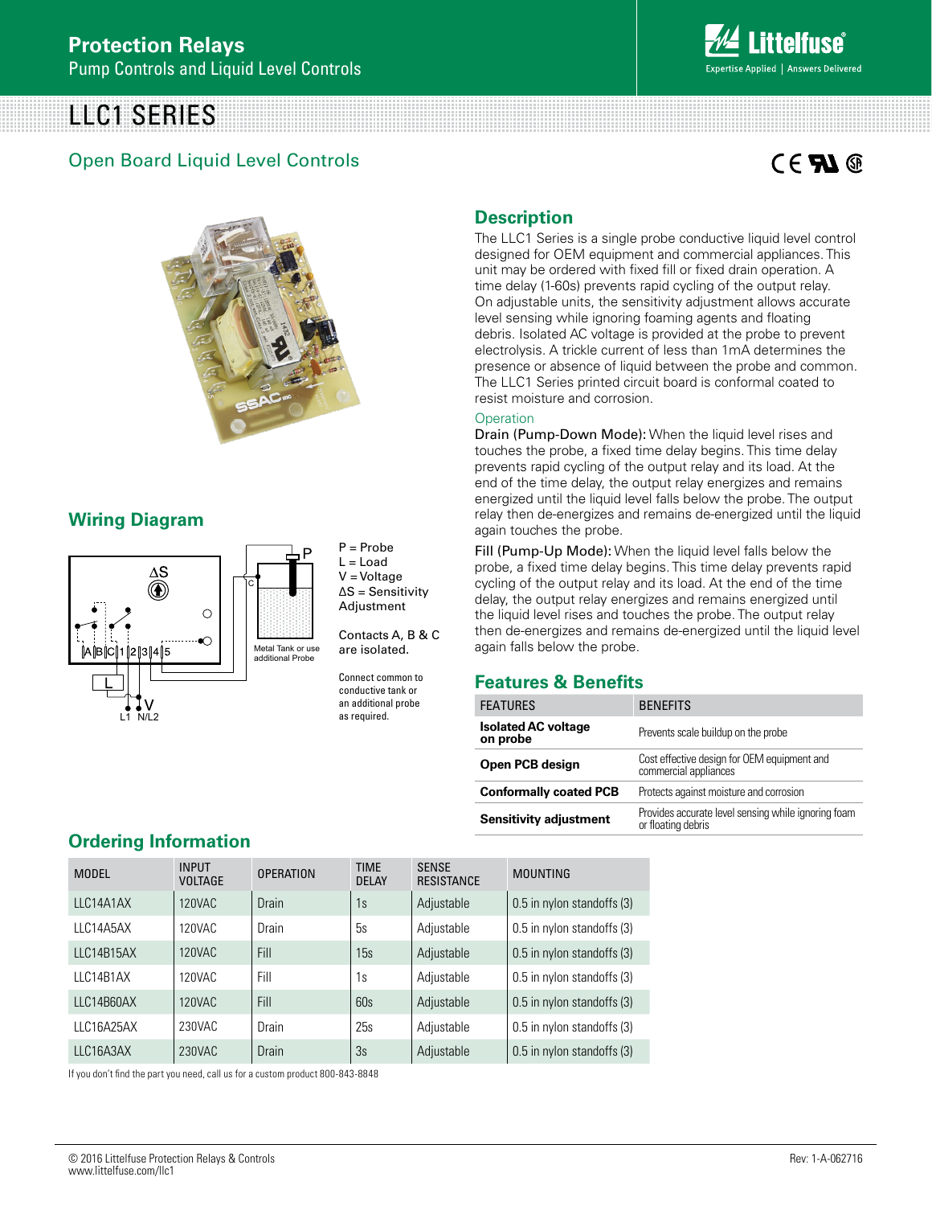# Protection Relays

Pump Controls and Liquid Level Controls

# LLC1 SERIES

## Open Board Liquid Level Controls

## Description

The LLC1 Series is a single probe conductive liquid level control designed for OEM equipment and commercial appliances. This unit may be ordered with fixed fill or fixed drain operation. A time delay (1-60s) prevents rapid cycling of the output relay. On adjustable units, the sensitivity adjustment allows accurate level sensing while ignoring foaming agents and floating debris. Isolated AC voltage is provided at the probe to prevent electrolysis. A trickle current of less than 1mA determines the presence or absence of liquid between the probe and common. The LLC1 Series printed circuit board is conformal coated to resist moisture and corrosion.

### Operation

Drain (Pump-Down Mode): When the liquid level rises and touches the probe, a fixed time delay begins. This time delay prevents rapid cycling of the output relay and its load. At the end of the time delay, the output relay energizes and remains energized until the liquid level falls below the probe. The output relay then de-energizes and remains de-energized until the liquid again touches the probe.

Fill (Pump-Up Mode): When the liquid level falls below the probe, a fixed time delay begins. This time delay prevents rapid cycling of the output relay and its load. At the end of the time delay, the output relay energizes and remains energized until the liquid level rises and touches the probe. The output relay then de-energizes and remains de-energized until the liquid level again falls below the probe.

## Wiring Diagram

P = Probe
L = Load
V = Voltage
ΔS = Sensitivity Adjustment

Contacts A, B & C are isolated.

Connect common to conductive tank or an additional probe as required.

Metal Tank or use additional Probe

## Features & Benefits

| FEATURES | BENEFITS |
|---|---|
| **Isolated AC voltage on probe** | Prevents scale buildup on the probe |
| **Open PCB design** | Cost effective design for OEM equipment and commercial appliances |
| **Conformally coated PCB** | Protects against moisture and corrosion |
| **Sensitivity adjustment** | Provides accurate level sensing while ignoring foam or floating debris |

## Ordering Information

| MODEL | INPUT VOLTAGE | OPERATION | TIME DELAY | SENSE RESISTANCE | MOUNTING |
|---|---|---|---|---|---|
| LLC14A1AX | 120VAC | Drain | 1s | Adjustable | 0.5 in nylon standoffs (3) |
| LLC14A5AX | 120VAC | Drain | 5s | Adjustable | 0.5 in nylon standoffs (3) |
| LLC14B15AX | 120VAC | Fill | 15s | Adjustable | 0.5 in nylon standoffs (3) |
| LLC14B1AX | 120VAC | Fill | 1s | Adjustable | 0.5 in nylon standoffs (3) |
| LLC14B60AX | 120VAC | Fill | 60s | Adjustable | 0.5 in nylon standoffs (3) |
| LLC16A25AX | 230VAC | Drain | 25s | Adjustable | 0.5 in nylon standoffs (3) |
| LLC16A3AX | 230VAC | Drain | 3s | Adjustable | 0.5 in nylon standoffs (3) |

If you don't find the part you need, call us for a custom product 800-843-8848

© 2016 Littelfuse Protection Relays & Controls
www.littelfuse.com/llc1

Rev: 1-A-062716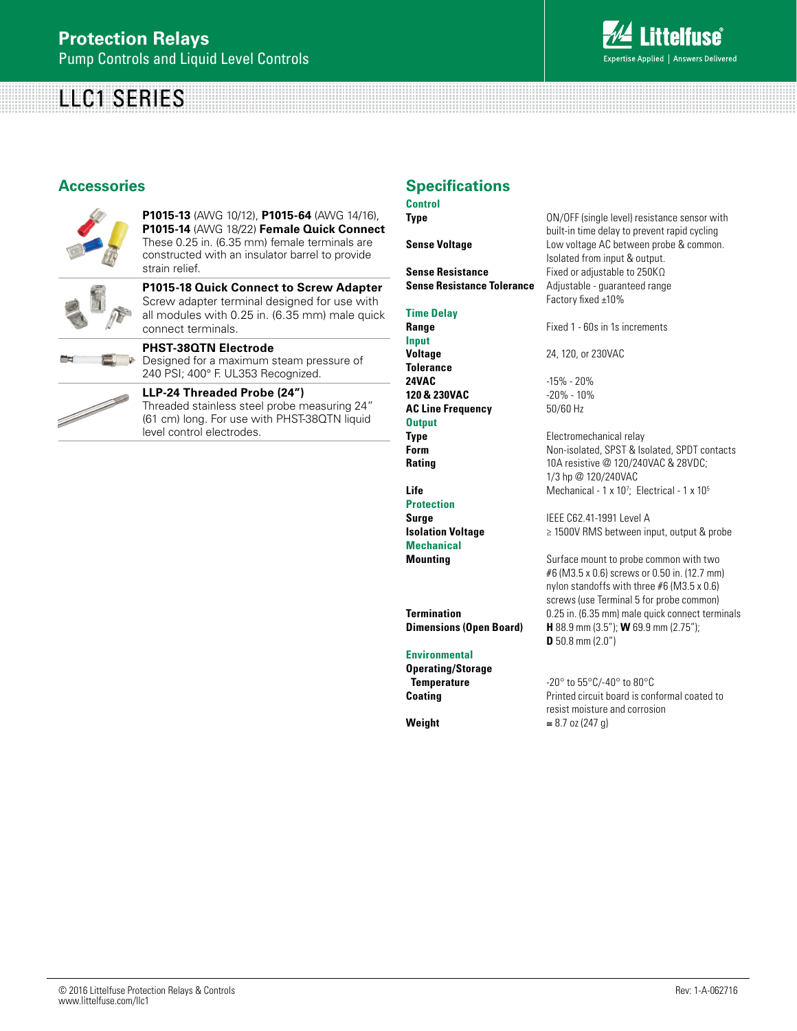# Protection Relays

Pump Controls and Liquid Level Controls

# LLC1 SERIES

## Accessories

**P1015-13** (AWG 10/12), **P1015-64** (AWG 14/16), **P1015-14** (AWG 18/22) **Female Quick Connect**
These 0.25 in. (6.35 mm) female terminals are constructed with an insulator barrel to provide strain relief.

**P1015-18 Quick Connect to Screw Adapter**
Screw adapter terminal designed for use with all modules with 0.25 in. (6.35 mm) male quick connect terminals.

**PHST-38QTN Electrode**
Designed for a maximum steam pressure of 240 PSI; 400° F. UL353 Recognized.

**LLP-24 Threaded Probe (24")**
Threaded stainless steel probe measuring 24" (61 cm) long. For use with PHST-38QTN liquid level control electrodes.

## Specifications

| | |
|---|---|
| **Control** | |
| **Type** | ON/OFF (single level) resistance sensor with built-in time delay to prevent rapid cycling |
| **Sense Voltage** | Low voltage AC between probe & common. Isolated from input & output. |
| **Sense Resistance** | Fixed or adjustable to 250KΩ |
| **Sense Resistance Tolerance** | Adjustable - guaranteed range<br>Factory fixed ±10% |
| **Time Delay** | |
| **Range** | Fixed 1 - 60s in 1s increments |
| **Input** | |
| **Voltage** | 24, 120, or 230VAC |
| **Tolerance** | |
| **24VAC** | -15% - 20% |
| **120 & 230VAC** | -20% - 10% |
| **AC Line Frequency** | 50/60 Hz |
| **Output** | |
| **Type** | Electromechanical relay |
| **Form** | Non-isolated, SPST & Isolated, SPDT contacts |
| **Rating** | 10A resistive @ 120/240VAC & 28VDC;<br>1/3 hp @ 120/240VAC |
| **Life** | Mechanical - 1 x $10^7$; Electrical - 1 x $10^5$ |
| **Protection** | |
| **Surge** | IEEE C62.41-1991 Level A |
| **Isolation Voltage** | ≥ 1500V RMS between input, output & probe |
| **Mechanical** | |
| **Mounting** | Surface mount to probe common with two #6 (M3.5 x 0.6) screws or 0.50 in. (12.7 mm) nylon standoffs with three #6 (M3.5 x 0.6) screws (use Terminal 5 for probe common) |
| **Termination** | 0.25 in. (6.35 mm) male quick connect terminals |
| **Dimensions (Open Board)** | **H** 88.9 mm (3.5"); **W** 69.9 mm (2.75");<br>**D** 50.8 mm (2.0") |
| **Environmental** | |
| **Operating/Storage Temperature** | -20° to 55°C/-40° to 80°C |
| **Coating** | Printed circuit board is conformal coated to resist moisture and corrosion |
| **Weight** | ≅ 8.7 oz (247 g) |

© 2016 Littelfuse Protection Relays & Controls
www.littelfuse.com/llc1

Rev: 1-A-062716